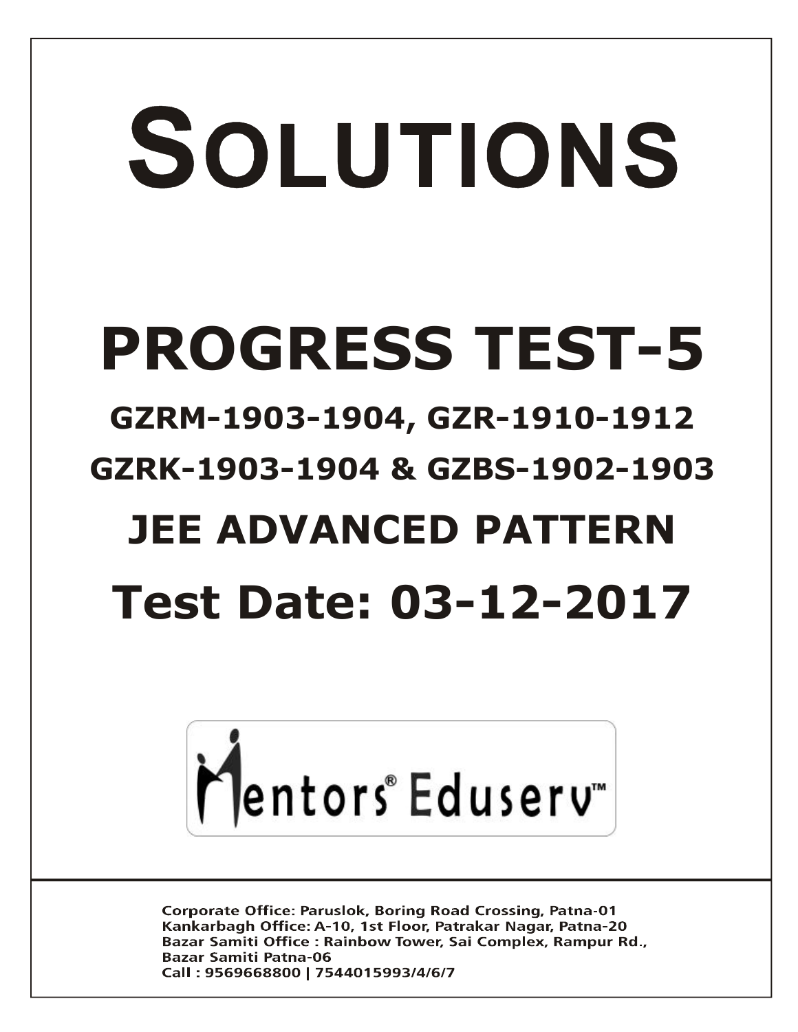# SOLUTIONS

# PROGRESS TEST-5

## GZRM-1903-1904, GZR-1910-1912

## GZRK-1903-1904 & GZBS-1902-1903

## JEE ADVANCED PATTERN

## Test Date: 03-12-2017

Mentors® Eduserv™

**Corporate Office: Paruslok, Boring Road Crossing, Patna-01**
**Kankarbagh Office: A-10, 1st Floor, Patrakar Nagar, Patna-20**
**Bazar Samiti Office : Rainbow Tower, Sai Complex, Rampur Rd., Bazar Samiti Patna-06**
**Call : 9569668800 | 7544015993/4/6/7**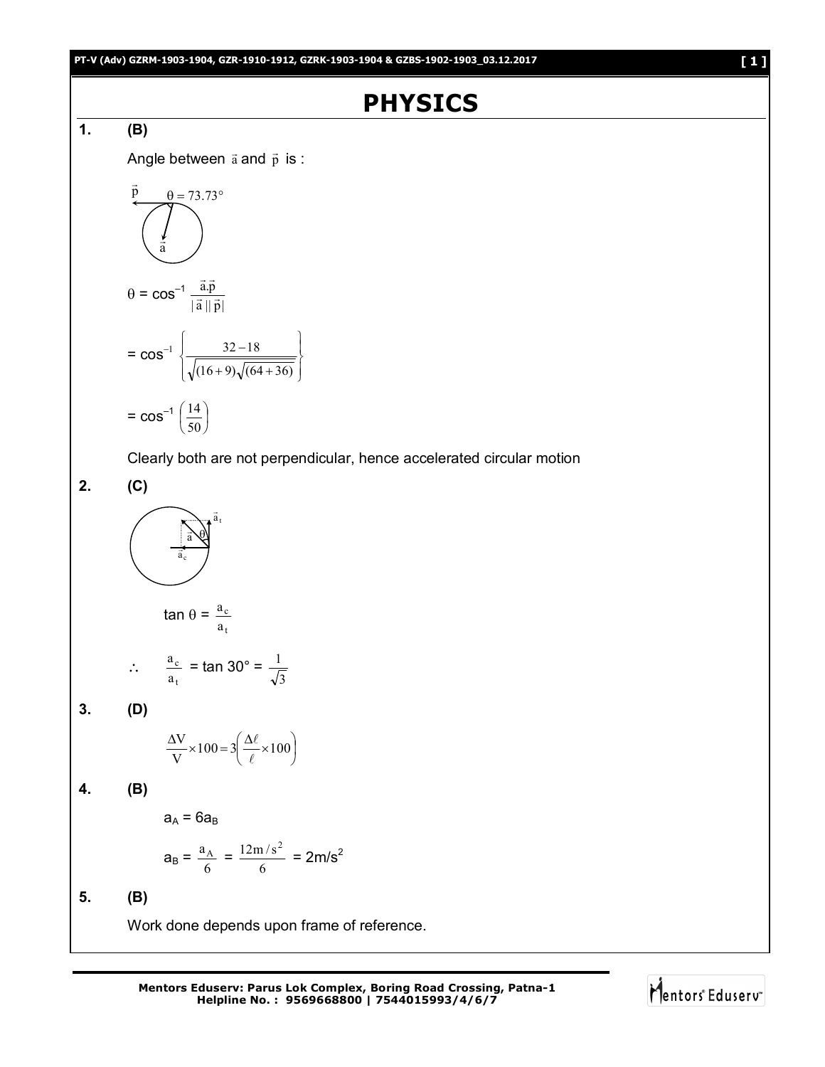# PHYSICS

**1.** **(B)**

Angle between $\vec{a}$ and $\vec{p}$ is :

$\theta = 73.73°$

$$\theta = \cos^{-1} \frac{\vec{a}.\vec{p}}{|\vec{a}||\vec{p}|}$$

$$= \cos^{-1} \left\{ \frac{32-18}{\sqrt{(16+9)}\sqrt{(64+36)}} \right\}$$

$$= \cos^{-1} \left( \frac{14}{50} \right)$$

Clearly both are not perpendicular, hence accelerated circular motion

**2.** **(C)**

$$\tan\theta = \frac{a_c}{a_t}$$

$$\therefore \quad \frac{a_c}{a_t} = \tan 30° = \frac{1}{\sqrt{3}}$$

**3.** **(D)**

$$\frac{\Delta V}{V} \times 100 = 3\left( \frac{\Delta \ell}{\ell} \times 100 \right)$$

**4.** **(B)**

$$a_A = 6a_B$$

$$a_B = \frac{a_A}{6} = \frac{12\text{m/s}^2}{6} = 2\text{m/s}^2$$

**5.** **(B)**

Work done depends upon frame of reference.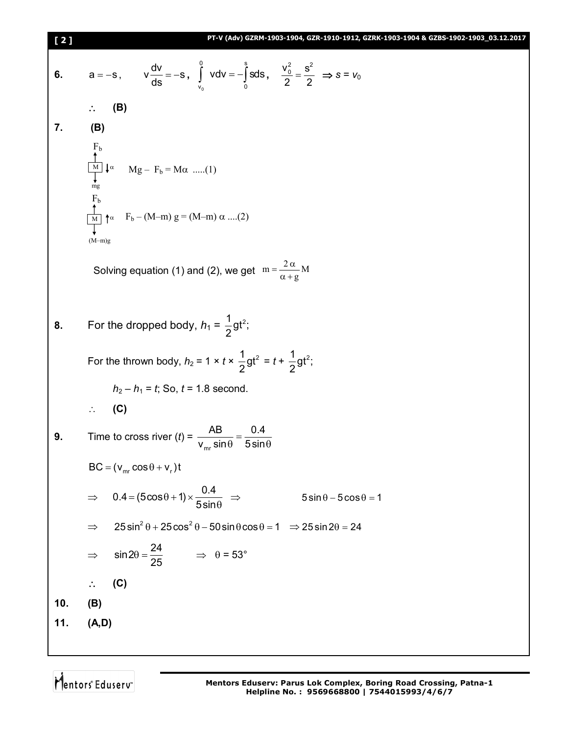**6.** $a = -s$, $\quad v\dfrac{dv}{ds} = -s$, $\quad \int_{v_0}^{0} v dv = -\int_0^s s ds$, $\quad \dfrac{v_0^2}{2} = \dfrac{s^2}{2}$ $\Rightarrow s = v_0$

$\therefore$ **(B)**

**7.** **(B)**

$F_b$ (up), M, $\alpha$ (down), mg (down)

$$Mg - F_b = M\alpha \text{ .....(1)}$$

$F_b$ (up), M, $\alpha$ (up), $(M-m)g$ (down)

$$F_b - (M-m)g = (M-m)\alpha \text{ ....(2)}$$

Solving equation (1) and (2), we get $m = \dfrac{2\alpha}{\alpha + g} M$

**8.** For the dropped body, $h_1 = \dfrac{1}{2}gt^2$;

For the thrown body, $h_2 = 1 \times t \times \dfrac{1}{2}gt^2 = t + \dfrac{1}{2}gt^2$;

$h_2 - h_1 = t$; So, $t = 1.8$ second.

$\therefore$ **(C)**

**9.** Time to cross river ($t$) = $\dfrac{AB}{v_{mr}\sin\theta} = \dfrac{0.4}{5\sin\theta}$

$BC = (v_{mr}\cos\theta + v_r)t$

$\Rightarrow \quad 0.4 = (5\cos\theta + 1) \times \dfrac{0.4}{5\sin\theta} \quad \Rightarrow \quad 5\sin\theta - 5\cos\theta = 1$

$\Rightarrow \quad 25\sin^2\theta + 25\cos^2\theta - 50\sin\theta\cos\theta = 1 \quad \Rightarrow 25\sin 2\theta = 24$

$\Rightarrow \quad \sin 2\theta = \dfrac{24}{25} \quad \Rightarrow \quad \theta = 53°$

$\therefore$ **(C)**

**10.** **(B)**

**11.** **(A,D)**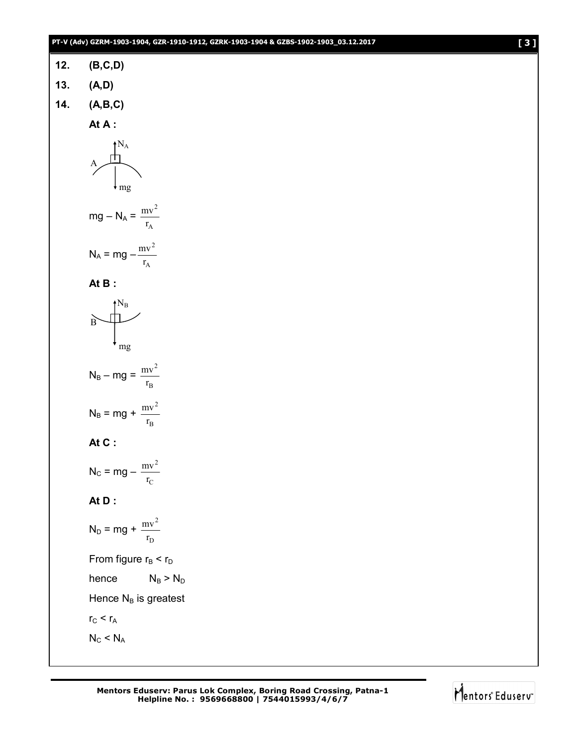**12.** **(B,C,D)**

**13.** **(A,D)**

**14.** **(A,B,C)**

**At A :**

$$mg - N_A = \frac{mv^2}{r_A}$$

$$N_A = mg - \frac{mv^2}{r_A}$$

**At B :**

$$N_B - mg = \frac{mv^2}{r_B}$$

$$N_B = mg + \frac{mv^2}{r_B}$$

**At C :**

$$N_C = mg - \frac{mv^2}{r_C}$$

**At D :**

$$N_D = mg + \frac{mv^2}{r_D}$$

From figure $r_B < r_D$

hence $N_B > N_D$

Hence $N_B$ is greatest

$r_C < r_A$

$N_C < N_A$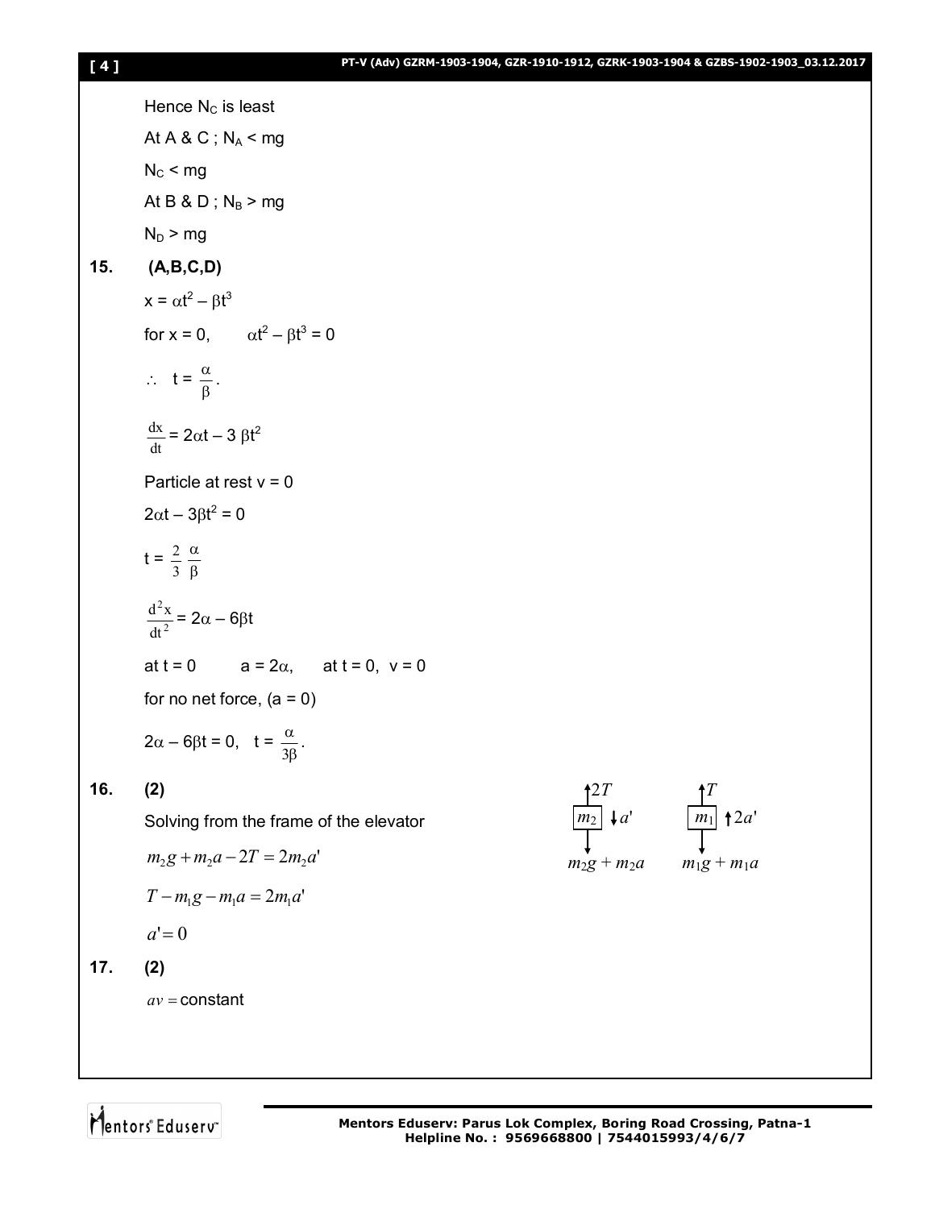Hence $N_C$ is least

At A & C ; $N_A < mg$

$N_C < mg$

At B & D ; $N_B > mg$

$N_D > mg$

**15. (A,B,C,D)**

$x = \alpha t^2 - \beta t^3$

for x = 0, $\alpha t^2 - \beta t^3 = 0$

$\therefore \quad t = \frac{\alpha}{\beta}$.

$\frac{dx}{dt} = 2\alpha t - 3\beta t^2$

Particle at rest v = 0

$2\alpha t - 3\beta t^2 = 0$

$t = \frac{2}{3}\frac{\alpha}{\beta}$

$\frac{d^2x}{dt^2} = 2\alpha - 6\beta t$

at t = 0 $\quad a = 2\alpha$, $\quad$ at t = 0, v = 0

for no net force, (a = 0)

$2\alpha - 6\beta t = 0, \quad t = \frac{\alpha}{3\beta}$.

**16. (2)**

Solving from the frame of the elevator

$m_2 g + m_2 a - 2T = 2m_2 a'$

$T - m_1 g - m_1 a = 2m_1 a'$

$a' = 0$

$2T$ (up) on $m_2$, $a'$ (down), $m_2 g + m_2 a$ (down); $T$ (up) on $m_1$, $2a'$ (up), $m_1 g + m_1 a$ (down)

**17. (2)**

$av =$ constant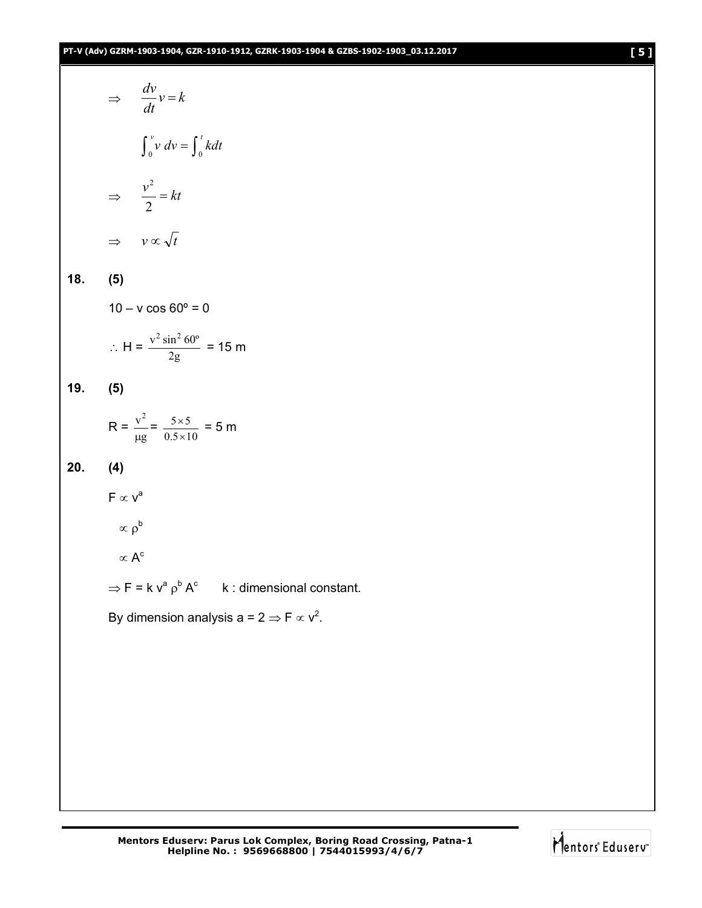$$\Rightarrow \quad \frac{dv}{dt}v = k$$

$$\int_0^v v\,dv = \int_0^t k\,dt$$

$$\Rightarrow \quad \frac{v^2}{2} = kt$$

$$\Rightarrow \quad v \propto \sqrt{t}$$

**18. (5)**

$10 - v\cos 60^\circ = 0$

$\therefore H = \dfrac{v^2 \sin^2 60^\circ}{2g} = 15$ m

**19. (5)**

$R = \dfrac{v^2}{\mu g} = \dfrac{5 \times 5}{0.5 \times 10} = 5$ m

**20. (4)**

$F \propto v^a$

$\propto \rho^b$

$\propto A^c$

$\Rightarrow F = k\, v^a \rho^b A^c$ k : dimensional constant.

By dimension analysis $a = 2 \Rightarrow F \propto v^2$.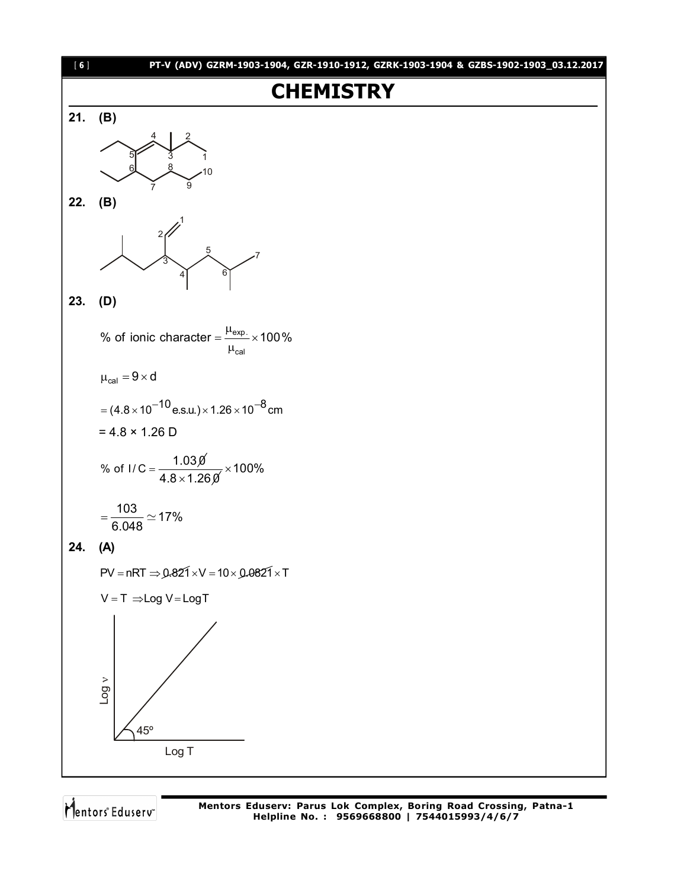# CHEMISTRY

**21.** **(B)**

**22.** **(B)**

**23.** **(D)**

$$\text{\% of ionic character} = \frac{\mu_{exp.}}{\mu_{cal}} \times 100\%$$

$$\mu_{cal} = 9 \times d$$

$$= (4.8 \times 10^{-10} \text{ e.s.u.}) \times 1.26 \times 10^{-8} \text{ cm}$$

$$= 4.8 \times 1.26 \text{ D}$$

$$\text{\% of I/C} = \frac{1.030}{4.8 \times 1.260} \times 100\%$$

$$= \frac{103}{6.048} \simeq 17\%$$

**24.** **(A)**

$$PV = nRT \Rightarrow 0.821 \times V = 10 \times 0.0821 \times T$$

$$V = T \Rightarrow \text{Log } V = \text{Log} T$$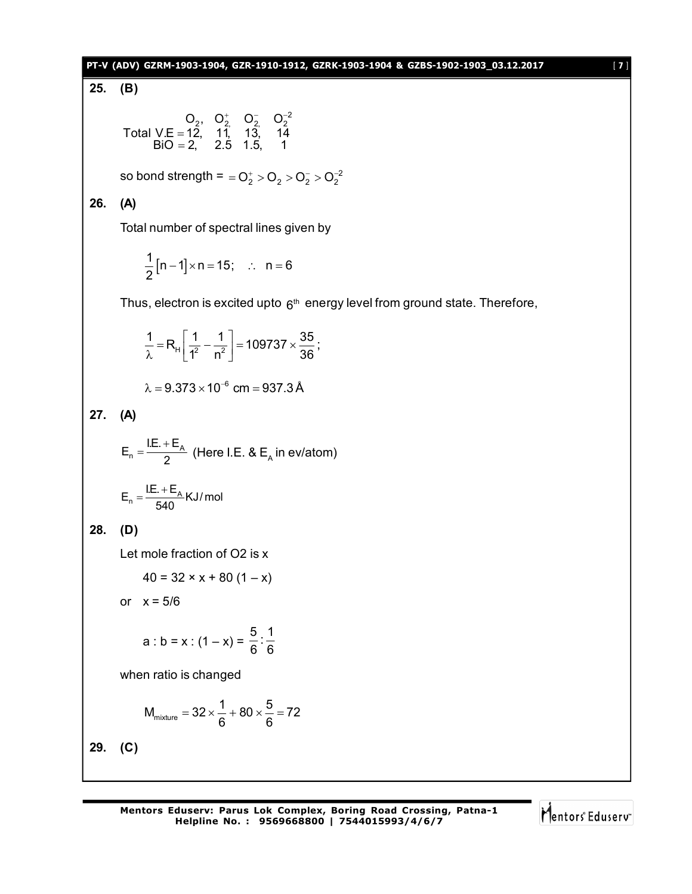**25. (B)**

$$\begin{array}{lcccc} & O_2, & O_2^+, & O_2^-, & O_2^{-2} \\ \text{Total V.E} = & 12, & 11, & 13, & 14 \\ \text{BiO} = & 2, & 2.5 & 1.5, & 1 \end{array}$$

so bond strength = $= O_2^+ > O_2 > O_2^- > O_2^{-2}$

**26. (A)**

Total number of spectral lines given by

$$\frac{1}{2}[n-1] \times n = 15; \quad \therefore \quad n = 6$$

Thus, electron is excited upto $6^{th}$ energy level from ground state. Therefore,

$$\frac{1}{\lambda} = R_H\left[\frac{1}{1^2} - \frac{1}{n^2}\right] = 109737 \times \frac{35}{36};$$

$$\lambda = 9.373 \times 10^{-6} \text{ cm} = 937.3\,\text{Å}$$

**27. (A)**

$$E_n = \frac{\text{I.E.} + E_A}{2} \text{ (Here I.E. \& } E_A \text{ in ev/atom)}$$

$$E_n = \frac{\text{I.E.} + E_A}{540} \text{KJ/mol}$$

**28. (D)**

Let mole fraction of O2 is x

40 = 32 × x + 80 (1 – x)

or x = 5/6

$$a : b = x : (1 - x) = \frac{5}{6} : \frac{1}{6}$$

when ratio is changed

$$M_{mixture} = 32 \times \frac{1}{6} + 80 \times \frac{5}{6} = 72$$

**29. (C)**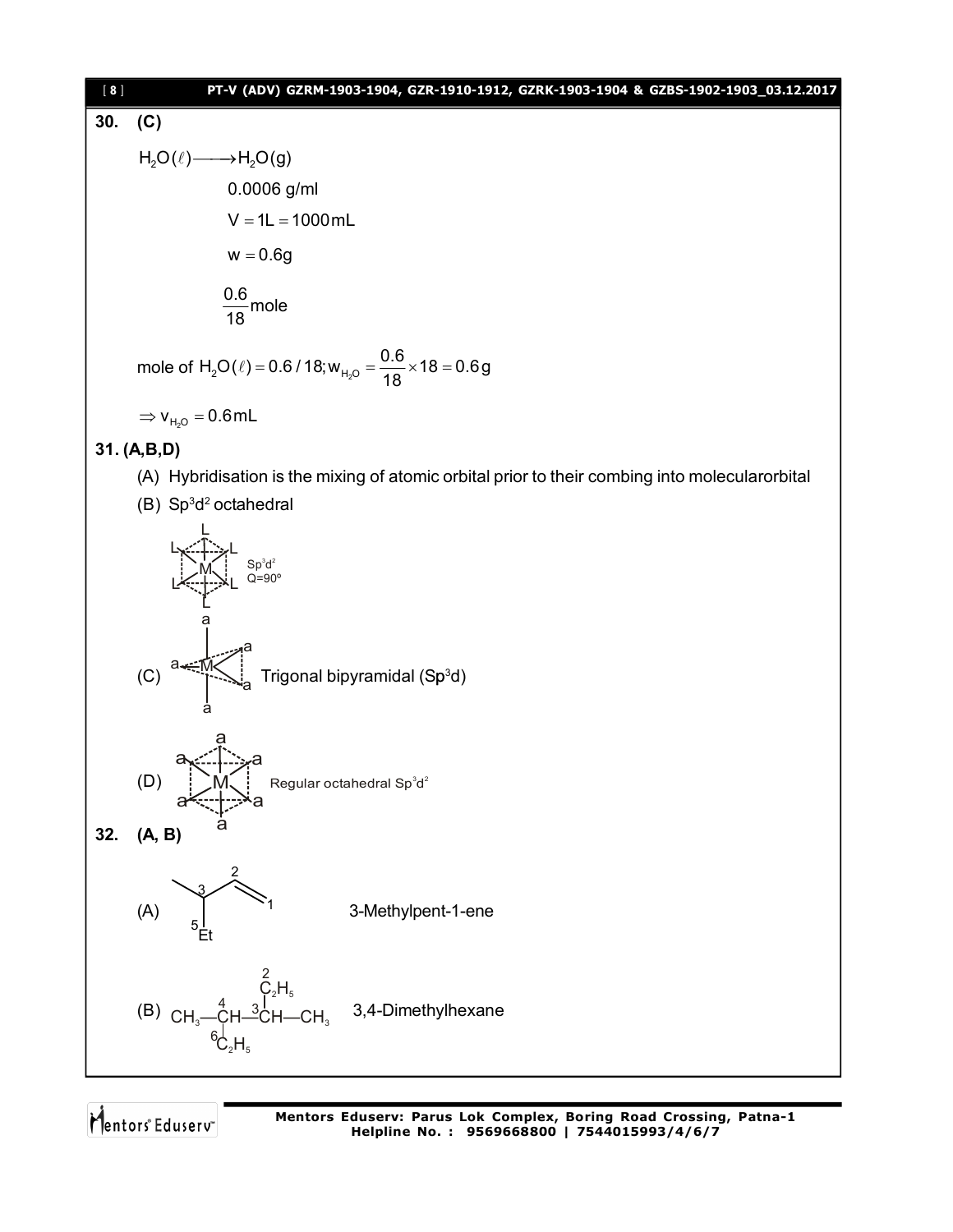**30. (C)**

$H_2O(\ell) \longrightarrow H_2O(g)$

0.0006 g/ml

$V = 1L = 1000\,mL$

$w = 0.6g$

$\frac{0.6}{18}$ mole

mole of $H_2O(\ell) = 0.6/18; w_{H_2O} = \frac{0.6}{18} \times 18 = 0.6\,g$

$\Rightarrow v_{H_2O} = 0.6\,mL$

**31. (A,B,D)**

(A) Hybridisation is the mixing of atomic orbital prior to their combing into molecularorbital

(B) $Sp^3d^2$ octahedral

$Sp^3d^2$
$Q = 90^o$

(C) Trigonal bipyramidal ($Sp^3d$)

(D) Regular octahedral $Sp^3d^2$

**32. (A, B)**

(A) 3-Methylpent-1-ene

(B) 3,4-Dimethylhexane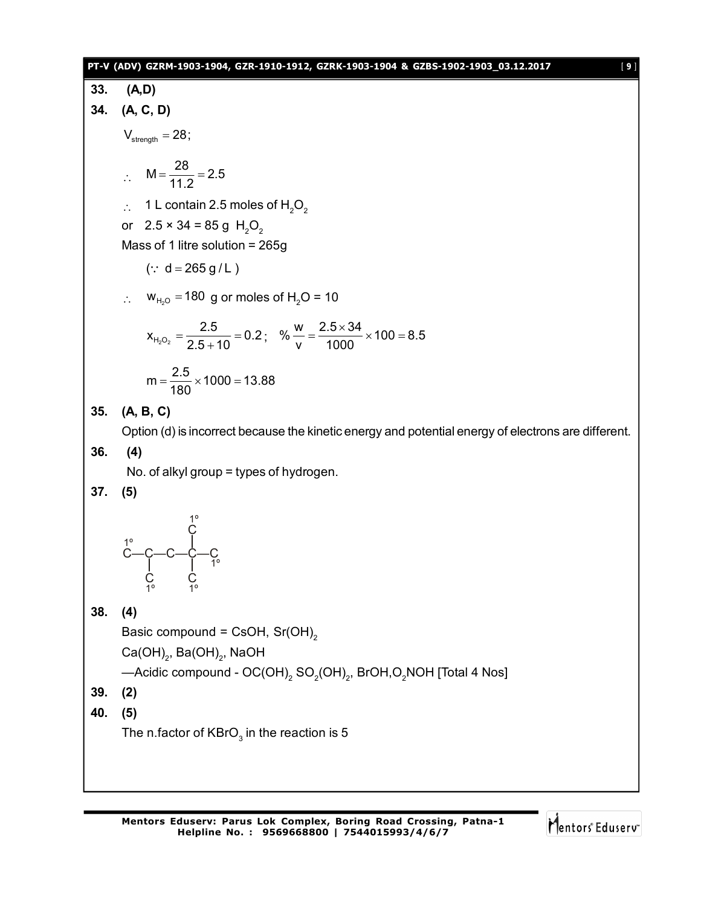**33. (A,D)**

**34. (A, C, D)**

$V_{strength} = 28;$

$\therefore \quad M = \frac{28}{11.2} = 2.5$

$\therefore$ 1 L contain 2.5 moles of $H_2O_2$

or 2.5 × 34 = 85 g $H_2O_2$

Mass of 1 litre solution = 265g

$(\because \ d = 265 \text{ g / L})$

$\therefore \quad w_{H_2O} = 180$ g or moles of $H_2O$ = 10

$x_{H_2O_2} = \frac{2.5}{2.5+10} = 0.2; \quad \% \frac{w}{v} = \frac{2.5 \times 34}{1000} \times 100 = 8.5$

$m = \frac{2.5}{180} \times 1000 = 13.88$

**35. (A, B, C)**

Option (d) is incorrect because the kinetic energy and potential energy of electrons are different.

**36. (4)**

No. of alkyl group = types of hydrogen.

**37. (5)**

```
                1°
                C
 1°             |
 C—C—C—C—C
    |       |   1°
    C       C
    1°      1°
```

**38. (4)**

Basic compound = CsOH, $Sr(OH)_2$

$Ca(OH)_2$, $Ba(OH)_2$, NaOH

—Acidic compound - $OC(OH)_2$ $SO_2(OH)_2$, BrOH,$O_2$NOH [Total 4 Nos]

**39. (2)**

**40. (5)**

The n.factor of $KBrO_3$ in the reaction is 5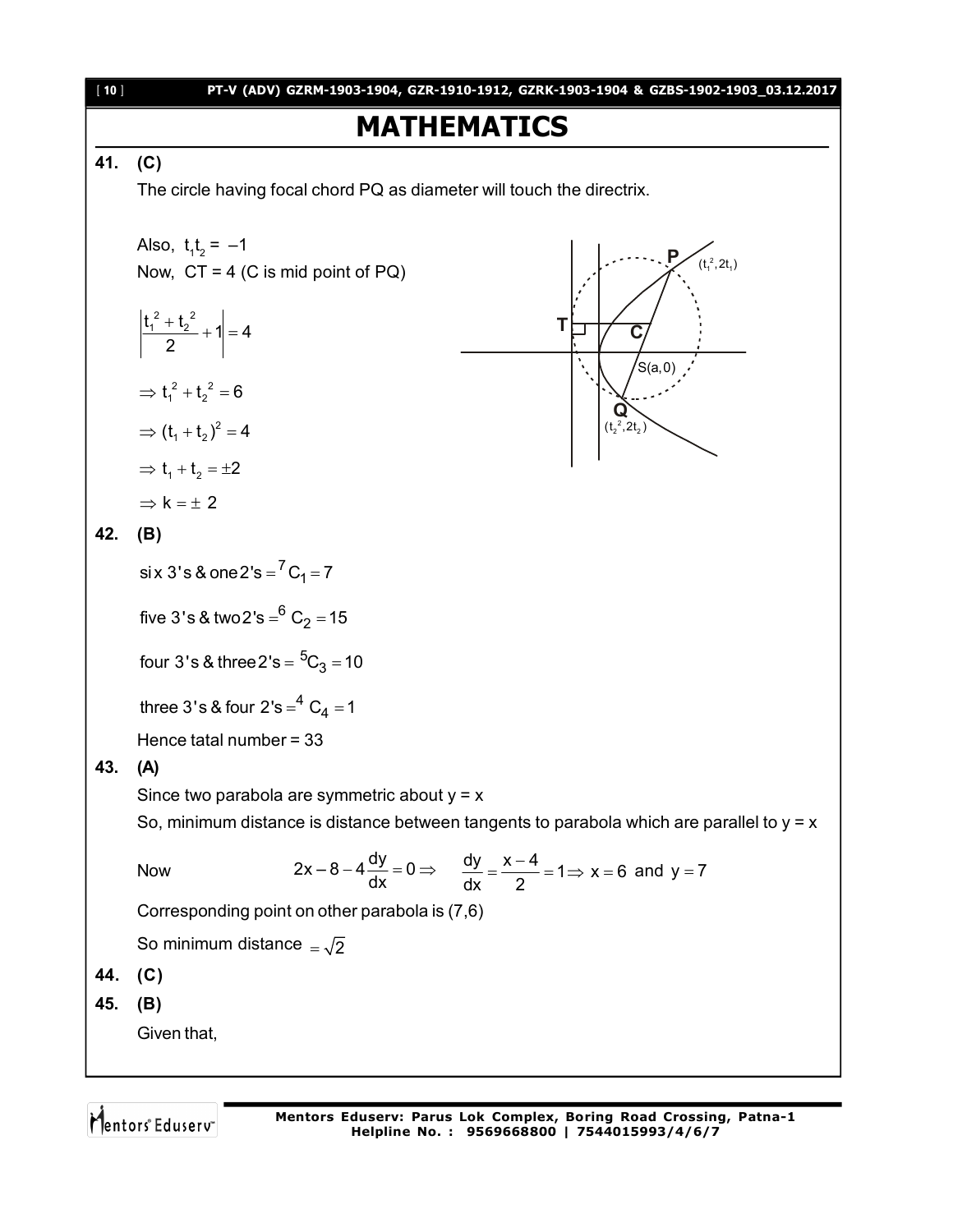# MATHEMATICS

**41. (C)**

The circle having focal chord PQ as diameter will touch the directrix.

Also, $t_1t_2 = -1$

Now, CT = 4 (C is mid point of PQ)

$$\left|\frac{t_1^{\,2} + t_2^{\,2}}{2} + 1\right| = 4$$

$$\Rightarrow t_1^{\,2} + t_2^{\,2} = 6$$

$$\Rightarrow (t_1 + t_2)^2 = 4$$

$$\Rightarrow t_1 + t_2 = \pm 2$$

$$\Rightarrow k = \pm\, 2$$

**42. (B)**

six 3's & one 2's $= {}^7C_1 = 7$

five 3's & two 2's $= {}^6C_2 = 15$

four 3's & three 2's $= {}^5C_3 = 10$

three 3's & four 2's $= {}^4C_4 = 1$

Hence tatal number = 33

**43. (A)**

Since two parabola are symmetric about y = x

So, minimum distance is distance between tangents to parabola which are parallel to y = x

Now $\qquad 2x - 8 - 4\dfrac{dy}{dx} = 0 \Rightarrow \quad \dfrac{dy}{dx} = \dfrac{x-4}{2} = 1 \Rightarrow x = 6$ and $y = 7$

Corresponding point on other parabola is (7,6)

So minimum distance $= \sqrt{2}$

**44. (C)**

**45. (B)**

Given that,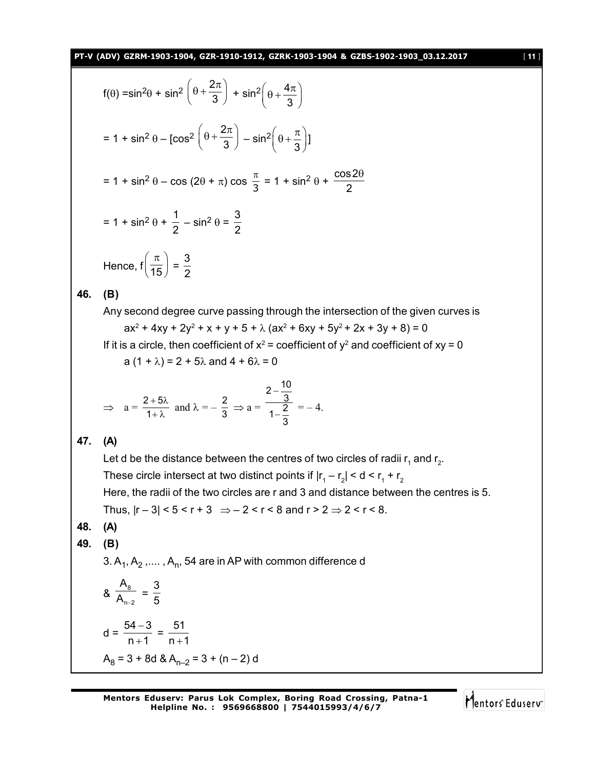$$f(\theta) = \sin^2\theta + \sin^2\left(\theta + \frac{2\pi}{3}\right) + \sin^2\left(\theta + \frac{4\pi}{3}\right)$$

$$= 1 + \sin^2\theta - \left[\cos^2\left(\theta + \frac{2\pi}{3}\right) - \sin^2\left(\theta + \frac{\pi}{3}\right)\right]$$

$$= 1 + \sin^2\theta - \cos(2\theta + \pi)\cos\frac{\pi}{3} = 1 + \sin^2\theta + \frac{\cos 2\theta}{2}$$

$$= 1 + \sin^2\theta + \frac{1}{2} - \sin^2\theta = \frac{3}{2}$$

Hence, $f\left(\frac{\pi}{15}\right) = \frac{3}{2}$

**46. (B)**

Any second degree curve passing through the intersection of the given curves is

$$ax^2 + 4xy + 2y^2 + x + y + 5 + \lambda(ax^2 + 6xy + 5y^2 + 2x + 3y + 8) = 0$$

If it is a circle, then coefficient of $x^2$ = coefficient of $y^2$ and coefficient of $xy = 0$

$$a(1 + \lambda) = 2 + 5\lambda \text{ and } 4 + 6\lambda = 0$$

$$\Rightarrow \quad a = \frac{2 + 5\lambda}{1 + \lambda} \text{ and } \lambda = -\frac{2}{3} \Rightarrow a = \frac{2 - \frac{10}{3}}{1 - \frac{2}{3}} = -4.$$

**47. (A)**

Let d be the distance between the centres of two circles of radii $r_1$ and $r_2$.

These circle intersect at two distinct points if $|r_1 - r_2| < d < r_1 + r_2$

Here, the radii of the two circles are r and 3 and distance between the centres is 5.

Thus, $|r - 3| < 5 < r + 3 \;\Rightarrow -2 < r < 8$ and $r > 2 \Rightarrow 2 < r < 8$.

**48. (A)**

**49. (B)**

3. $A_1, A_2, \ldots, A_n$, 54 are in AP with common difference d

& $\frac{A_8}{A_{n-2}} = \frac{3}{5}$

$d = \frac{54 - 3}{n + 1} = \frac{51}{n + 1}$

$A_8 = 3 + 8d$ & $A_{n-2} = 3 + (n - 2)d$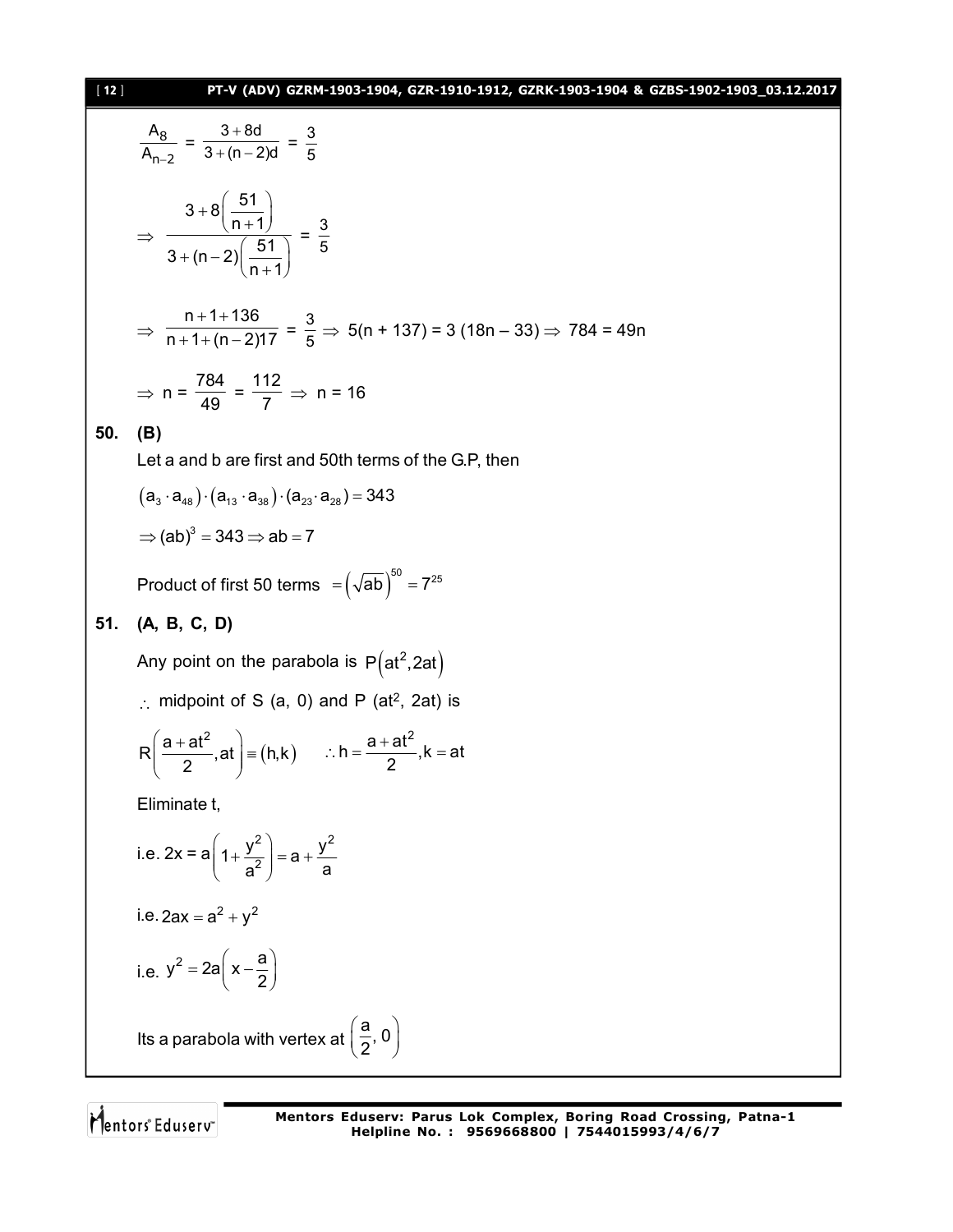$$\frac{A_8}{A_{n-2}} = \frac{3+8d}{3+(n-2)d} = \frac{3}{5}$$

$$\Rightarrow \frac{3+8\left(\frac{51}{n+1}\right)}{3+(n-2)\left(\frac{51}{n+1}\right)} = \frac{3}{5}$$

$$\Rightarrow \frac{n+1+136}{n+1+(n-2)17} = \frac{3}{5} \Rightarrow 5(n+137) = 3(18n-33) \Rightarrow 784 = 49n$$

$$\Rightarrow n = \frac{784}{49} = \frac{112}{7} \Rightarrow n = 16$$

**50. (B)**

Let a and b are first and 50th terms of the G.P, then

$$(a_3 \cdot a_{48}) \cdot (a_{13} \cdot a_{38}) \cdot (a_{23} \cdot a_{28}) = 343$$

$$\Rightarrow (ab)^3 = 343 \Rightarrow ab = 7$$

Product of first 50 terms $= \left(\sqrt{ab}\right)^{50} = 7^{25}$

**51. (A, B, C, D)**

Any point on the parabola is $P\left(at^2, 2at\right)$

$\therefore$ midpoint of S (a, 0) and P ($at^2$, 2at) is

$$R\left(\frac{a+at^2}{2}, at\right) \equiv (h,k) \qquad \therefore h = \frac{a+at^2}{2}, k = at$$

Eliminate t,

i.e. $2x = a\left(1+\frac{y^2}{a^2}\right) = a + \frac{y^2}{a}$

i.e. $2ax = a^2 + y^2$

i.e. $y^2 = 2a\left(x - \frac{a}{2}\right)$

Its a parabola with vertex at $\left(\frac{a}{2}, 0\right)$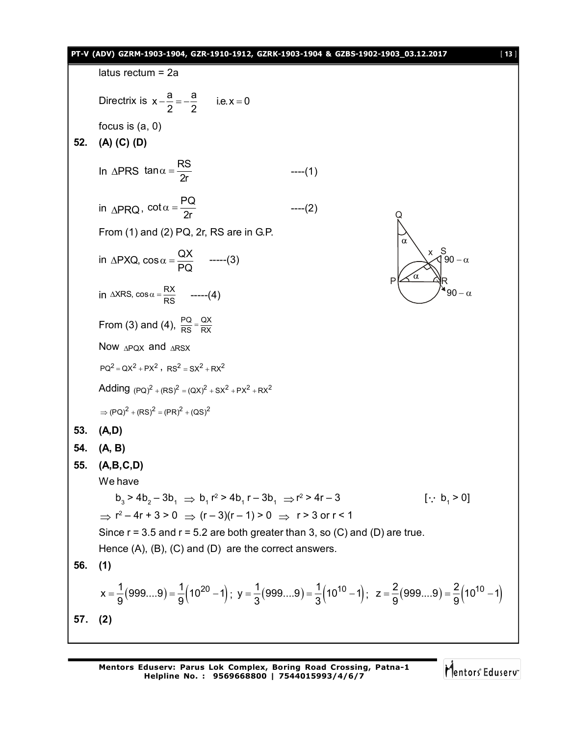latus rectum = 2a

Directrix is $x - \frac{a}{2} = -\frac{a}{2}$ i.e. $x = 0$

focus is (a, 0)

**52. (A) (C) (D)**

In $\Delta PRS$ $\tan\alpha = \frac{RS}{2r}$ ----(1)

in $\Delta PRQ$, $\cot\alpha = \frac{PQ}{2r}$ ----(2)

From (1) and (2) PQ, 2r, RS are in G.P.

in $\Delta PXQ$, $\cos\alpha = \frac{QX}{PQ}$ -----(3)

in $\Delta XRS$, $\cos\alpha = \frac{RX}{RS}$ -----(4)

From (3) and (4), $\frac{PQ}{RS} = \frac{QX}{RX}$

Now $\Delta PQX$ and $\Delta RSX$

$PQ^2 = QX^2 + PX^2$, $RS^2 = SX^2 + RX^2$

Adding $(PQ)^2 + (RS)^2 = (QX)^2 + SX^2 + PX^2 + RX^2$

$\Rightarrow (PQ)^2 + (RS)^2 = (PR)^2 + (QS)^2$

**53. (A,D)**

**54. (A, B)**

**55. (A,B,C,D)**

We have

$b_3 > 4b_2 - 3b_1 \Rightarrow b_1 r^2 > 4b_1 r - 3b_1 \Rightarrow r^2 > 4r - 3$ $[\because b_1 > 0]$

$\Rightarrow r^2 - 4r + 3 > 0 \Rightarrow (r-3)(r-1) > 0 \Rightarrow r > 3$ or $r < 1$

Since r = 3.5 and r = 5.2 are both greater than 3, so (C) and (D) are true.

Hence (A), (B), (C) and (D) are the correct answers.

**56. (1)**

$$x = \frac{1}{9}(999....9) = \frac{1}{9}\left(10^{20} - 1\right);\ y = \frac{1}{3}(999....9) = \frac{1}{3}\left(10^{10} - 1\right);\ z = \frac{2}{9}(999....9) = \frac{2}{9}\left(10^{10} - 1\right)$$

**57. (2)**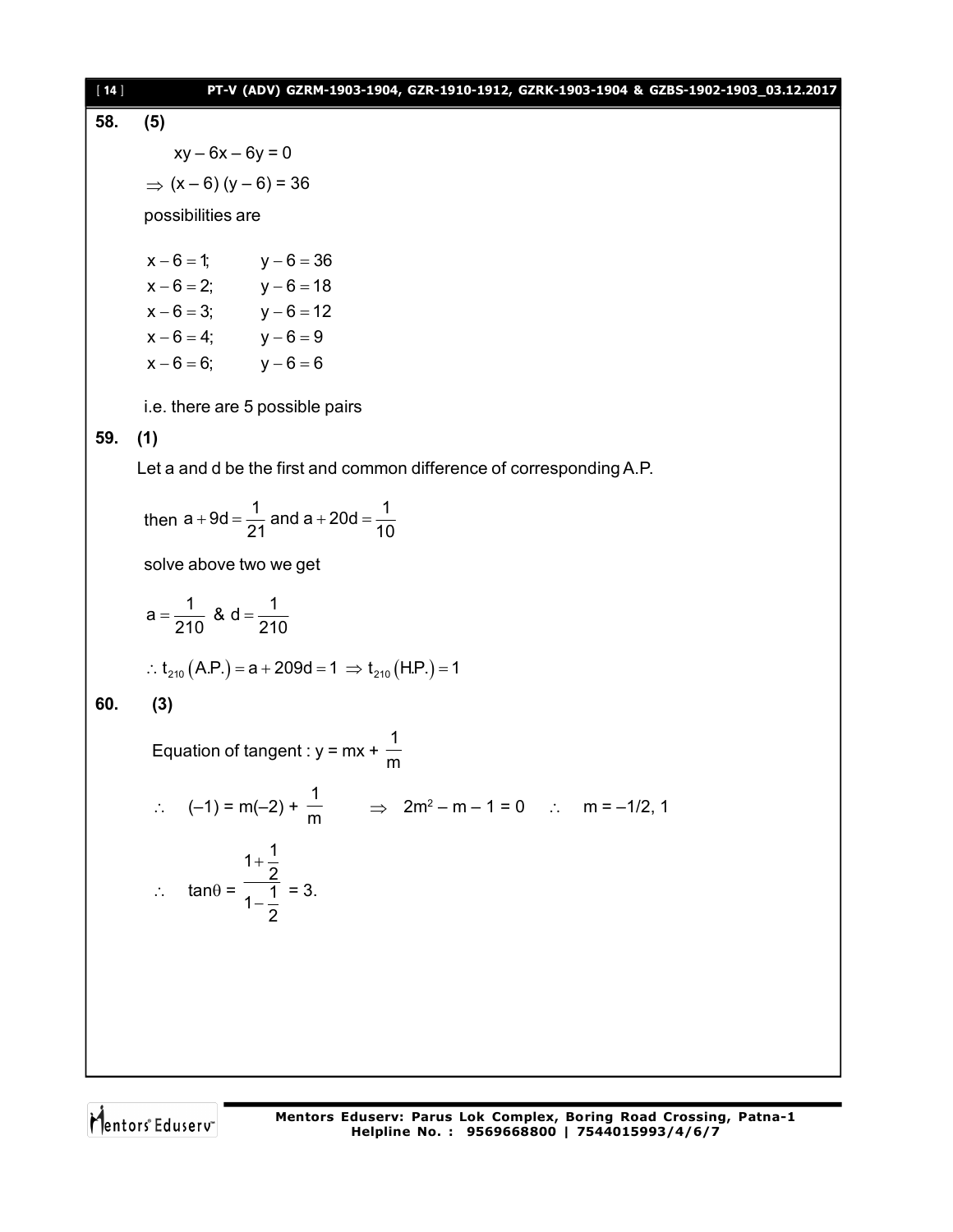**58. (5)**

$xy - 6x - 6y = 0$

$\Rightarrow (x - 6)(y - 6) = 36$

possibilities are

$x - 6 = 1; \quad y - 6 = 36$
$x - 6 = 2; \quad y - 6 = 18$
$x - 6 = 3; \quad y - 6 = 12$
$x - 6 = 4; \quad y - 6 = 9$
$x - 6 = 6; \quad y - 6 = 6$

i.e. there are 5 possible pairs

**59. (1)**

Let a and d be the first and common difference of corresponding A.P.

then $a + 9d = \dfrac{1}{21}$ and $a + 20d = \dfrac{1}{10}$

solve above two we get

$a = \dfrac{1}{210}$ & $d = \dfrac{1}{210}$

$\therefore t_{210}(\text{A.P.}) = a + 209d = 1 \Rightarrow t_{210}(\text{H.P.}) = 1$

**60. (3)**

Equation of tangent : $y = mx + \dfrac{1}{m}$

$\therefore \quad (-1) = m(-2) + \dfrac{1}{m} \quad \Rightarrow \quad 2m^2 - m - 1 = 0 \quad \therefore \quad m = -1/2, 1$

$\therefore \quad \tan\theta = \dfrac{1 + \dfrac{1}{2}}{1 - \dfrac{1}{2}} = 3.$